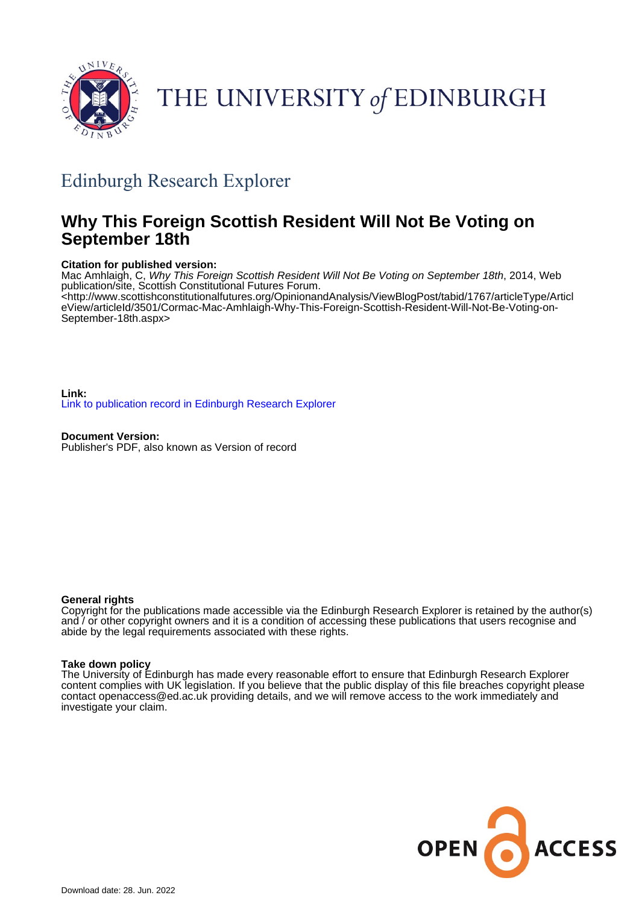THE UNIVERSITY of EDINBURGH

## Edinburgh Research Explorer

# Why This Foreign Scottish Resident Will Not Be Voting on September 18th

**Citation for published version:**
Mac Amhlaigh, C, *Why This Foreign Scottish Resident Will Not Be Voting on September 18th*, 2014, Web publication/site, Scottish Constitutional Futures Forum.
<http://www.scottishconstitutionalfutures.org/OpinionandAnalysis/ViewBlogPost/tabid/1767/articleType/ArticleView/articleId/3501/Cormac-Mac-Amhlaigh-Why-This-Foreign-Scottish-Resident-Will-Not-Be-Voting-on-September-18th.aspx>

**Link:**
Link to publication record in Edinburgh Research Explorer

**Document Version:**
Publisher's PDF, also known as Version of record

**General rights**
Copyright for the publications made accessible via the Edinburgh Research Explorer is retained by the author(s) and / or other copyright owners and it is a condition of accessing these publications that users recognise and abide by the legal requirements associated with these rights.

**Take down policy**
The University of Edinburgh has made every reasonable effort to ensure that Edinburgh Research Explorer content complies with UK legislation. If you believe that the public display of this file breaches copyright please contact openaccess@ed.ac.uk providing details, and we will remove access to the work immediately and investigate your claim.

Download date: 28. Jun. 2022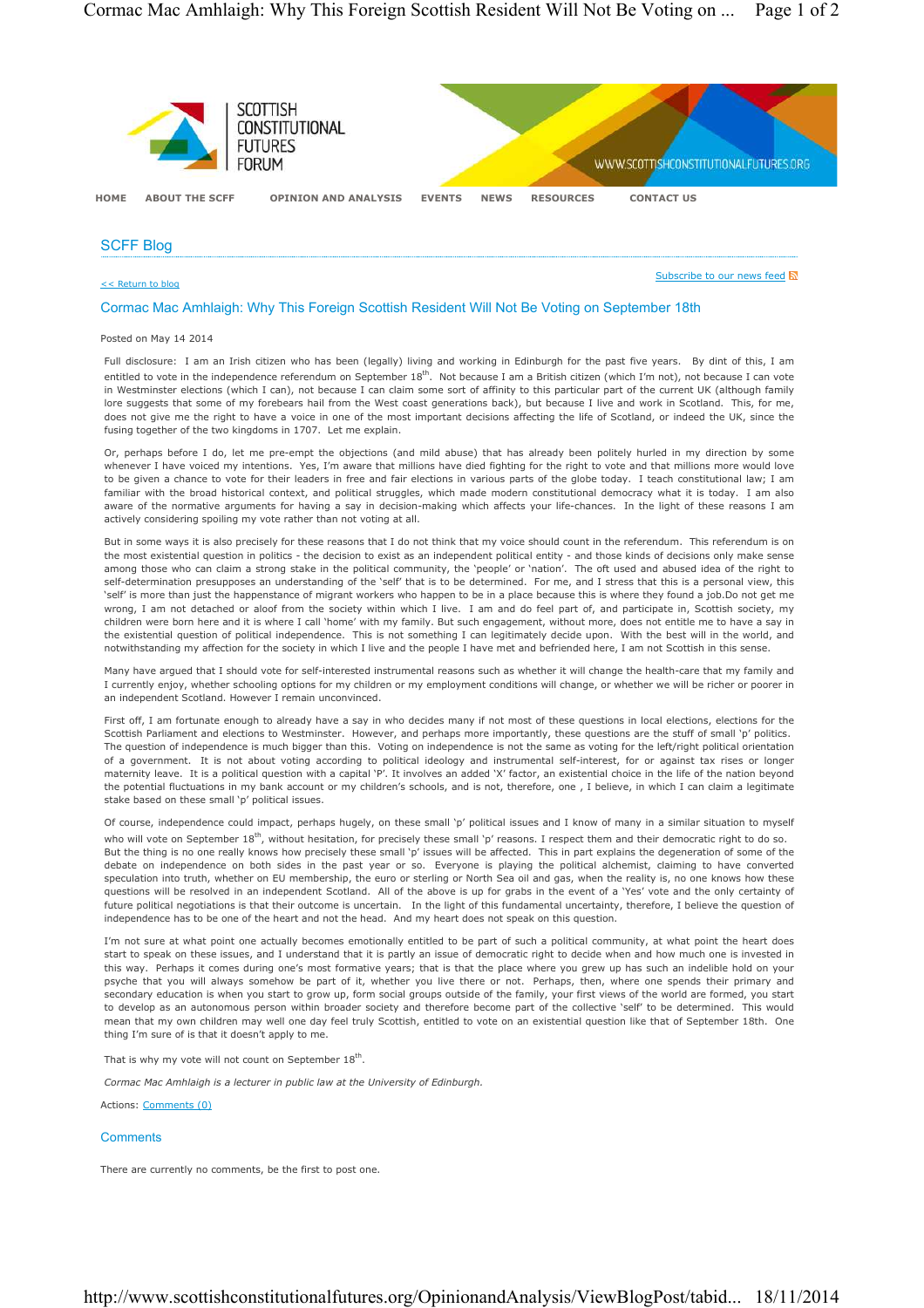SCOTTISH CONSTITUTIONAL FUTURES FORUM

WWW.SCOTTISHCONSTITUTIONALFUTURES.ORG

HOME   ABOUT THE SCFF   OPINION AND ANALYSIS   EVENTS   NEWS   RESOURCES   CONTACT US

## SCFF Blog

<< Return to blog

Subscribe to our news feed

### Cormac Mac Amhlaigh: Why This Foreign Scottish Resident Will Not Be Voting on September 18th

Posted on May 14 2014

Full disclosure: I am an Irish citizen who has been (legally) living and working in Edinburgh for the past five years. By dint of this, I am entitled to vote in the independence referendum on September 18th. Not because I am a British citizen (which I'm not), not because I can vote in Westminster elections (which I can), not because I can claim some sort of affinity to this particular part of the current UK (although family lore suggests that some of my forebears hail from the West coast generations back), but because I live and work in Scotland. This, for me, does not give me the right to have a voice in one of the most important decisions affecting the life of Scotland, or indeed the UK, since the fusing together of the two kingdoms in 1707. Let me explain.

Or, perhaps before I do, let me pre-empt the objections (and mild abuse) that has already been politely hurled in my direction by some whenever I have voiced my intentions. Yes, I'm aware that millions have died fighting for the right to vote and that millions more would love to be given a chance to vote for their leaders in free and fair elections in various parts of the globe today. I teach constitutional law; I am familiar with the broad historical context, and political struggles, which made modern constitutional democracy what it is today. I am also aware of the normative arguments for having a say in decision-making which affects your life-chances. In the light of these reasons I am actively considering spoiling my vote rather than not voting at all.

But in some ways it is also precisely for these reasons that I do not think that my voice should count in the referendum. This referendum is on the most existential question in politics - the decision to exist as an independent political entity - and those kinds of decisions only make sense among those who can claim a strong stake in the political community, the 'people' or 'nation'. The oft used and abused idea of the right to self-determination presupposes an understanding of the 'self' that is to be determined. For me, and I stress that this is a personal view, this 'self' is more than just the happenstance of migrant workers who happen to be in a place because this is where they found a job.Do not get me wrong, I am not detached or aloof from the society within which I live. I am and do feel part of, and participate in, Scottish society, my children were born here and it is where I call 'home' with my family. But such engagement, without more, does not entitle me to have a say in the existential question of political independence. This is not something I can legitimately decide upon. With the best will in the world, and notwithstanding my affection for the society in which I live and the people I have met and befriended here, I am not Scottish in this sense.

Many have argued that I should vote for self-interested instrumental reasons such as whether it will change the health-care that my family and I currently enjoy, whether schooling options for my children or my employment conditions will change, or whether we will be richer or poorer in an independent Scotland. However I remain unconvinced.

First off, I am fortunate enough to already have a say in who decides many if not most of these questions in local elections, elections for the Scottish Parliament and elections to Westminster. However, and perhaps more importantly, these questions are the stuff of small 'p' politics. The question of independence is much bigger than this. Voting on independence is not the same as voting for the left/right political orientation of a government. It is not about voting according to political ideology and instrumental self-interest, for or against tax rises or longer maternity leave. It is a political question with a capital 'P'. It involves an added 'X' factor, an existential choice in the life of the nation beyond the potential fluctuations in my bank account or my children's schools, and is not, therefore, one , I believe, in which I can claim a legitimate stake based on these small 'p' political issues.

Of course, independence could impact, perhaps hugely, on these small 'p' political issues and I know of many in a similar situation to myself who will vote on September 18th, without hesitation, for precisely these small 'p' reasons. I respect them and their democratic right to do so. But the thing is no one really knows how precisely these small 'p' issues will be affected. This in part explains the degeneration of some of the debate on independence on both sides in the past year or so. Everyone is playing the political alchemist, claiming to have converted speculation into truth, whether on EU membership, the euro or sterling or North Sea oil and gas, when the reality is, no one knows how these questions will be resolved in an independent Scotland. All of the above is up for grabs in the event of a 'Yes' vote and the only certainty of future political negotiations is that their outcome is uncertain. In the light of this fundamental uncertainty, therefore, I believe the question of independence has to be one of the heart and not the head. And my heart does not speak on this question.

I'm not sure at what point one actually becomes emotionally entitled to be part of such a political community, at what point the heart does start to speak on these issues, and I understand that it is partly an issue of democratic right to decide when and how much one is invested in this way. Perhaps it comes during one's most formative years; that is that the place where you grew up has such an indelible hold on your psyche that you will always somehow be part of it, whether you live there or not. Perhaps, then, where one spends their primary and secondary education is when you start to grow up, form social groups outside of the family, your first views of the world are formed, you start to develop as an autonomous person within broader society and therefore become part of the collective 'self' to be determined. This would mean that my own children may well one day feel truly Scottish, entitled to vote on an existential question like that of September 18th. One thing I'm sure of is that it doesn't apply to me.

That is why my vote will not count on September 18th.

*Cormac Mac Amhlaigh is a lecturer in public law at the University of Edinburgh.*

Actions: Comments (0)

### Comments

There are currently no comments, be the first to post one.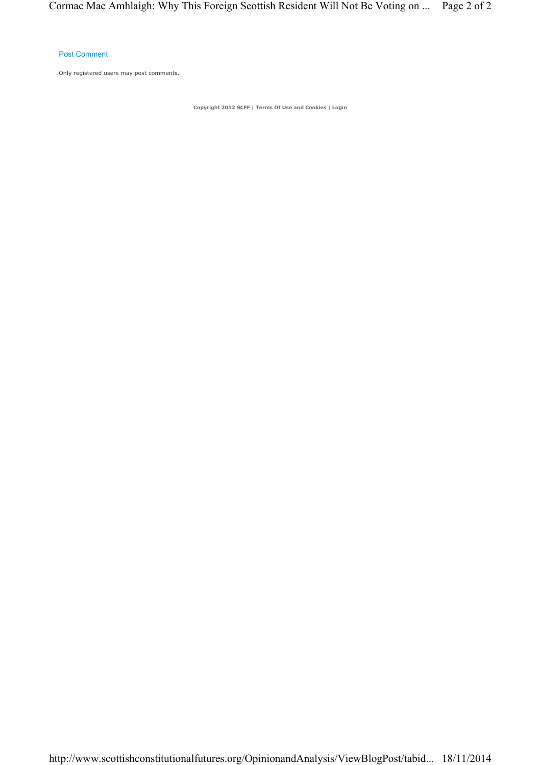Post Comment

Only registered users may post comments.

Copyright 2012 SCFF | Terms Of Use and Cookies | Login